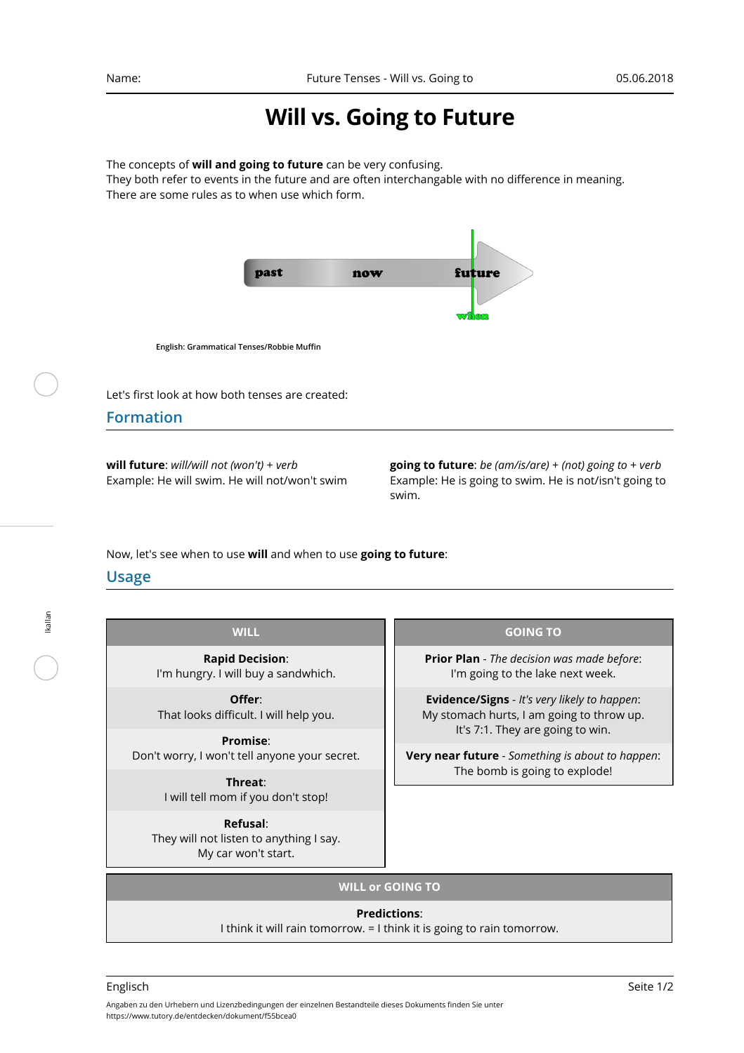# Will vs. Going to Future

The concepts of **will and going to future** can be very confusing.
They both refer to events in the future and are often interchangable with no difference in meaning.
There are some rules as to when use which form.

past now future when

English: Grammatical Tenses/Robbie Muffin

Let's first look at how both tenses are created:

## Formation

**will future**: *will/will not (won't) + verb*
Example: He will swim. He will not/won't swim

**going to future**: *be (am/is/are) + (not) going to + verb*
Example: He is going to swim. He is not/isn't going to swim.

Now, let's see when to use **will** and when to use **going to future**:

## Usage

| WILL |
|---|
| **Rapid Decision**: I'm hungry. I will buy a sandwhich. |
| **Offer**: That looks difficult. I will help you. |
| **Promise**: Don't worry, I won't tell anyone your secret. |
| **Threat**: I will tell mom if you don't stop! |
| **Refusal**: They will not listen to anything I say. My car won't start. |

| GOING TO |
|---|
| **Prior Plan** - *The decision was made before*: I'm going to the lake next week. |
| **Evidence/Signs** - *It's very likely to happen*: My stomach hurts, I am going to throw up. It's 7:1. They are going to win. |
| **Very near future** - *Something is about to happen*: The bomb is going to explode! |

| WILL or GOING TO |
|---|
| **Predictions**: I think it will rain tomorrow. = I think it is going to rain tomorrow. |

Angaben zu den Urhebern und Lizenzbedingungen der einzelnen Bestandteile dieses Dokuments finden Sie unter https://www.tutory.de/entdecken/dokument/f55bcea0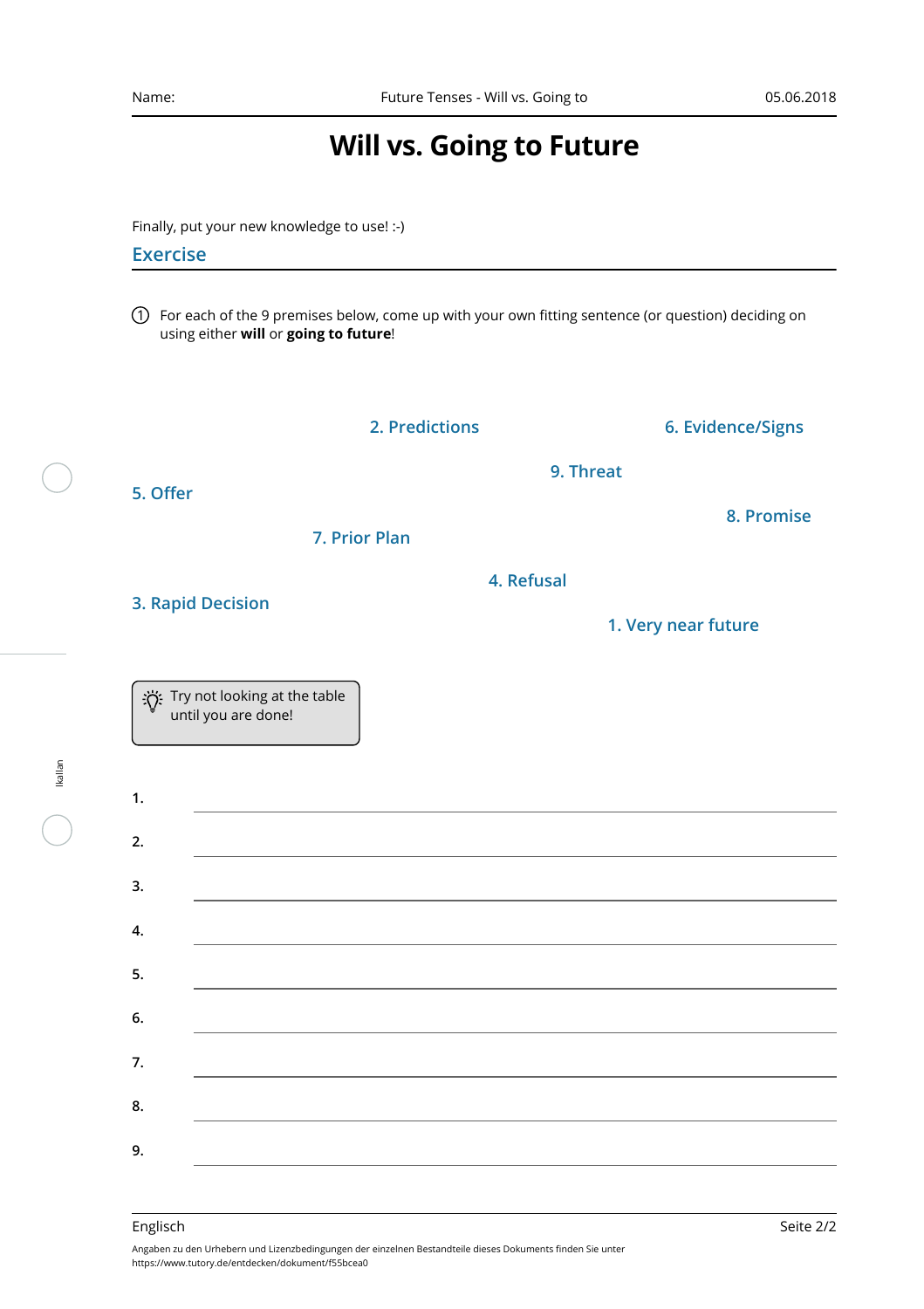# Will vs. Going to Future

Finally, put your new knowledge to use! :-)

## Exercise

① For each of the 9 premises below, come up with your own fitting sentence (or question) deciding on using either **will** or **going to future**!

2. Predictions

6. Evidence/Signs

9. Threat

5. Offer

8. Promise

7. Prior Plan

4. Refusal

3. Rapid Decision

1. Very near future

> Try not looking at the table until you are done!

**1.** ______________________________

**2.** ______________________________

**3.** ______________________________

**4.** ______________________________

**5.** ______________________________

**6.** ______________________________

**7.** ______________________________

**8.** ______________________________

**9.** ______________________________

Angaben zu den Urhebern und Lizenzbedingungen der einzelnen Bestandteile dieses Dokuments finden Sie unter https://www.tutory.de/entdecken/dokument/f55bcea0